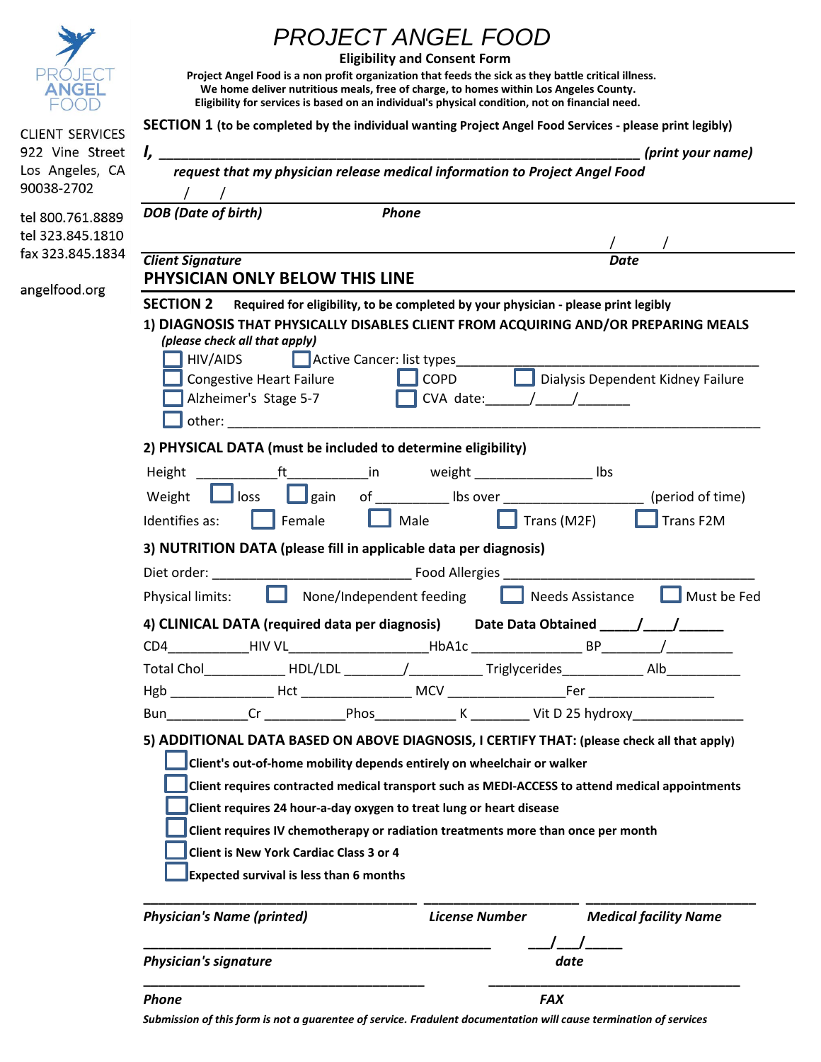# PROJECT ANGEL FOOD

**Eligibility and Consent Form**

**Project Angel Food is a non profit organization that feeds the sick as they battle critical illness.**
**We home deliver nutritious meals, free of charge, to homes within Los Angeles County.**
**Eligibility for services is based on an individual's physical condition, not on financial need.**

PROJECT ANGEL FOOD

CLIENT SERVICES
922 Vine Street
Los Angeles, CA
90038-2702

tel 800.761.8889
tel 323.845.1810
fax 323.845.1834

angelfood.org

## SECTION 1 (to be completed by the individual wanting Project Angel Food Services - please print legibly)

***I,* _______________________________________________________________ *(print your name)***

***request that my physician release medical information to Project Angel Food***

/ /

***DOB (Date of birth)*** ***Phone***

/ /

***Client Signature*** ***Date***

## PHYSICIAN ONLY BELOW THIS LINE

## SECTION 2 Required for eligibility, to be completed by your physician - please print legibly

### 1) DIAGNOSIS THAT PHYSICALLY DISABLES CLIENT FROM ACQUIRING AND/OR PREPARING MEALS

***(please check all that apply)***

- ☐ HIV/AIDS
- ☐ Active Cancer: list types_______________________________________________
- ☐ Congestive Heart Failure
- ☐ COPD
- ☐ Dialysis Dependent Kidney Failure
- ☐ Alzheimer's Stage 5-7
- ☐ CVA date:______/_____/_______
- ☐ other: ____________________________________________________________________

### 2) PHYSICAL DATA (must be included to determine eligibility)

Height ___________ft___________in weight ________________ lbs

Weight ☐ loss ☐ gain of __________ lbs over ___________________ (period of time)

Identifies as: ☐ Female ☐ Male ☐ Trans (M2F) ☐ Trans F2M

### 3) NUTRITION DATA (please fill in applicable data per diagnosis)

Diet order: ___________________________ Food Allergies __________________________________

Physical limits: ☐ None/Independent feeding ☐ Needs Assistance ☐ Must be Fed

### 4) CLINICAL DATA (required data per diagnosis) Date Data Obtained _____/____/______

CD4___________HIV VL____________________HbA1c _______________ BP________/_________

Total Chol___________ HDL/LDL ________/__________ Triglycerides___________ Alb__________

Hgb ______________ Hct _______________ MCV ________________Fer _________________

Bun___________Cr ___________Phos___________ K ________ Vit D 25 hydroxy_______________

### 5) ADDITIONAL DATA BASED ON ABOVE DIAGNOSIS, I CERTIFY THAT: (please check all that apply)

- ☐ **Client's out-of-home mobility depends entirely on wheelchair or walker**
- ☐ **Client requires contracted medical transport such as MEDI-ACCESS to attend medical appointments**
- ☐ **Client requires 24 hour-a-day oxygen to treat lung or heart disease**
- ☐ **Client requires IV chemotherapy or radiation treatments more than once per month**
- ☐ **Client is New York Cardiac Class 3 or 4**
- ☐ **Expected survival is less than 6 months**

_____________________________________ _____________________ _______________________

***Physician's Name (printed)*** ***License Number*** ***Medical facility Name***

_______________________________________________ ___/___/_____

***Physician's signature*** ***date***

_____________________________________ __________________________________

***Phone*** ***FAX***

***Submission of this form is not a guarentee of service. Fradulent documentation will cause termination of services***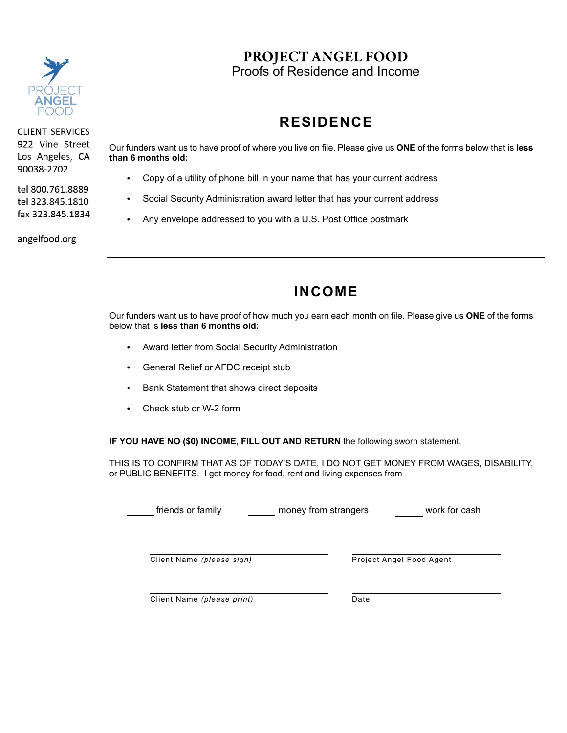# PROJECT ANGEL FOOD

Proofs of Residence and Income

CLIENT SERVICES
922 Vine Street
Los Angeles, CA
90038-2702

tel 800.761.8889
tel 323.845.1810
fax 323.845.1834

angelfood.org

## RESIDENCE

Our funders want us to have proof of where you live on file. Please give us **ONE** of the forms below that is **less than 6 months old:**

- Copy of a utility of phone bill in your name that has your current address
- Social Security Administration award letter that has your current address
- Any envelope addressed to you with a U.S. Post Office postmark

---

## INCOME

Our funders want us to have proof of how much you earn each month on file. Please give us **ONE** of the forms below that is **less than 6 months old:**

- Award letter from Social Security Administration
- General Relief or AFDC receipt stub
- Bank Statement that shows direct deposits
- Check stub or W-2 form

**IF YOU HAVE NO ($0) INCOME, FILL OUT AND RETURN** the following sworn statement.

THIS IS TO CONFIRM THAT AS OF TODAY'S DATE, I DO NOT GET MONEY FROM WAGES, DISABILITY, or PUBLIC BENEFITS. I get money for food, rent and living expenses from

_____ friends or family _____ money from strangers _____ work for cash

______________________________ ______________________________
Client Name *(please sign)* Project Angel Food Agent

______________________________ ______________________________
Client Name *(please print)* Date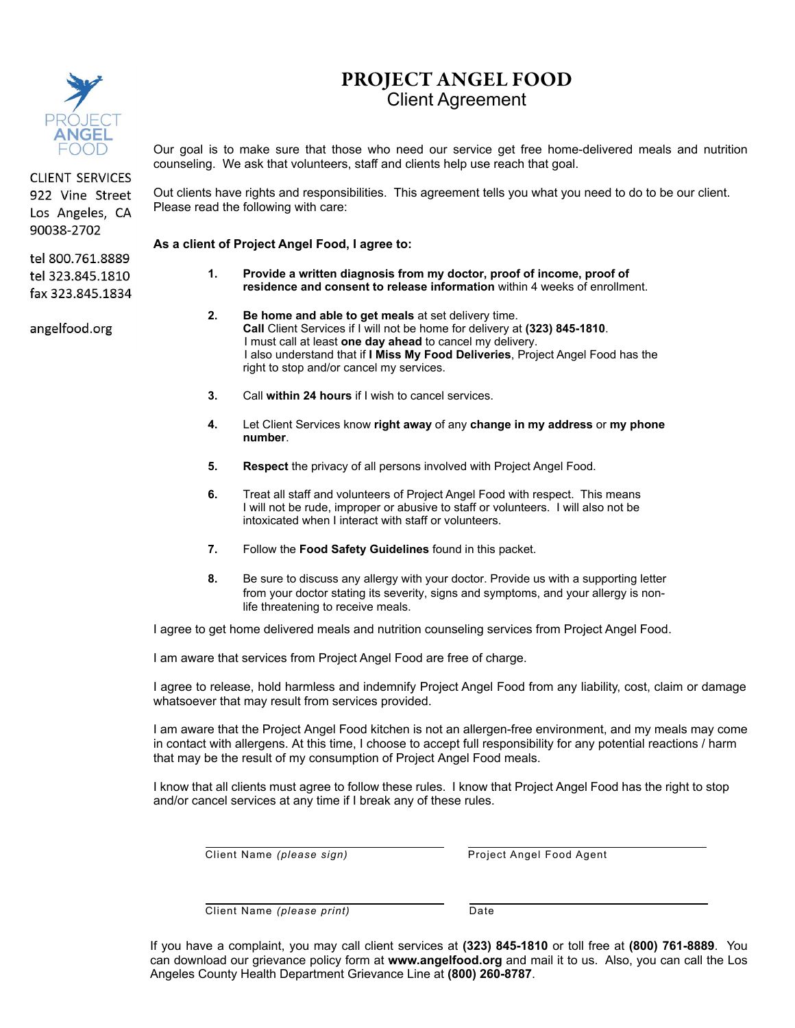# PROJECT ANGEL FOOD

## Client Agreement

CLIENT SERVICES
922 Vine Street
Los Angeles, CA
90038-2702

tel 800.761.8889
tel 323.845.1810
fax 323.845.1834

angelfood.org

Our goal is to make sure that those who need our service get free home-delivered meals and nutrition counseling. We ask that volunteers, staff and clients help use reach that goal.

Out clients have rights and responsibilities. This agreement tells you what you need to do to be our client. Please read the following with care:

**As a client of Project Angel Food, I agree to:**

1. **Provide a written diagnosis from my doctor, proof of income, proof of residence and consent to release information** within 4 weeks of enrollment.

2. **Be home and able to get meals** at set delivery time.
   **Call** Client Services if I will not be home for delivery at **(323) 845-1810**.
   I must call at least **one day ahead** to cancel my delivery.
   I also understand that if **I Miss My Food Deliveries**, Project Angel Food has the right to stop and/or cancel my services.

3. Call **within 24 hours** if I wish to cancel services.

4. Let Client Services know **right away** of any **change in my address** or **my phone number**.

5. **Respect** the privacy of all persons involved with Project Angel Food.

6. Treat all staff and volunteers of Project Angel Food with respect. This means I will not be rude, improper or abusive to staff or volunteers. I will also not be intoxicated when I interact with staff or volunteers.

7. Follow the **Food Safety Guidelines** found in this packet.

8. Be sure to discuss any allergy with your doctor. Provide us with a supporting letter from your doctor stating its severity, signs and symptoms, and your allergy is non-life threatening to receive meals.

I agree to get home delivered meals and nutrition counseling services from Project Angel Food.

I am aware that services from Project Angel Food are free of charge.

I agree to release, hold harmless and indemnify Project Angel Food from any liability, cost, claim or damage whatsoever that may result from services provided.

I am aware that the Project Angel Food kitchen is not an allergen-free environment, and my meals may come in contact with allergens. At this time, I choose to accept full responsibility for any potential reactions / harm that may be the result of my consumption of Project Angel Food meals.

I know that all clients must agree to follow these rules. I know that Project Angel Food has the right to stop and/or cancel services at any time if I break any of these rules.

\_\_\_\_\_\_\_\_\_\_\_\_\_\_\_\_\_\_\_\_\_\_\_\_\_\_\_\_\_\_
Client Name *(please sign)*

\_\_\_\_\_\_\_\_\_\_\_\_\_\_\_\_\_\_\_\_\_\_\_\_\_\_\_\_\_\_
Project Angel Food Agent

\_\_\_\_\_\_\_\_\_\_\_\_\_\_\_\_\_\_\_\_\_\_\_\_\_\_\_\_\_\_
Client Name *(please print)*

\_\_\_\_\_\_\_\_\_\_\_\_\_\_\_\_\_\_\_\_\_\_\_\_\_\_\_\_\_\_
Date

If you have a complaint, you may call client services at **(323) 845-1810** or toll free at **(800) 761-8889**. You can download our grievance policy form at **www.angelfood.org** and mail it to us. Also, you can call the Los Angeles County Health Department Grievance Line at **(800) 260-8787**.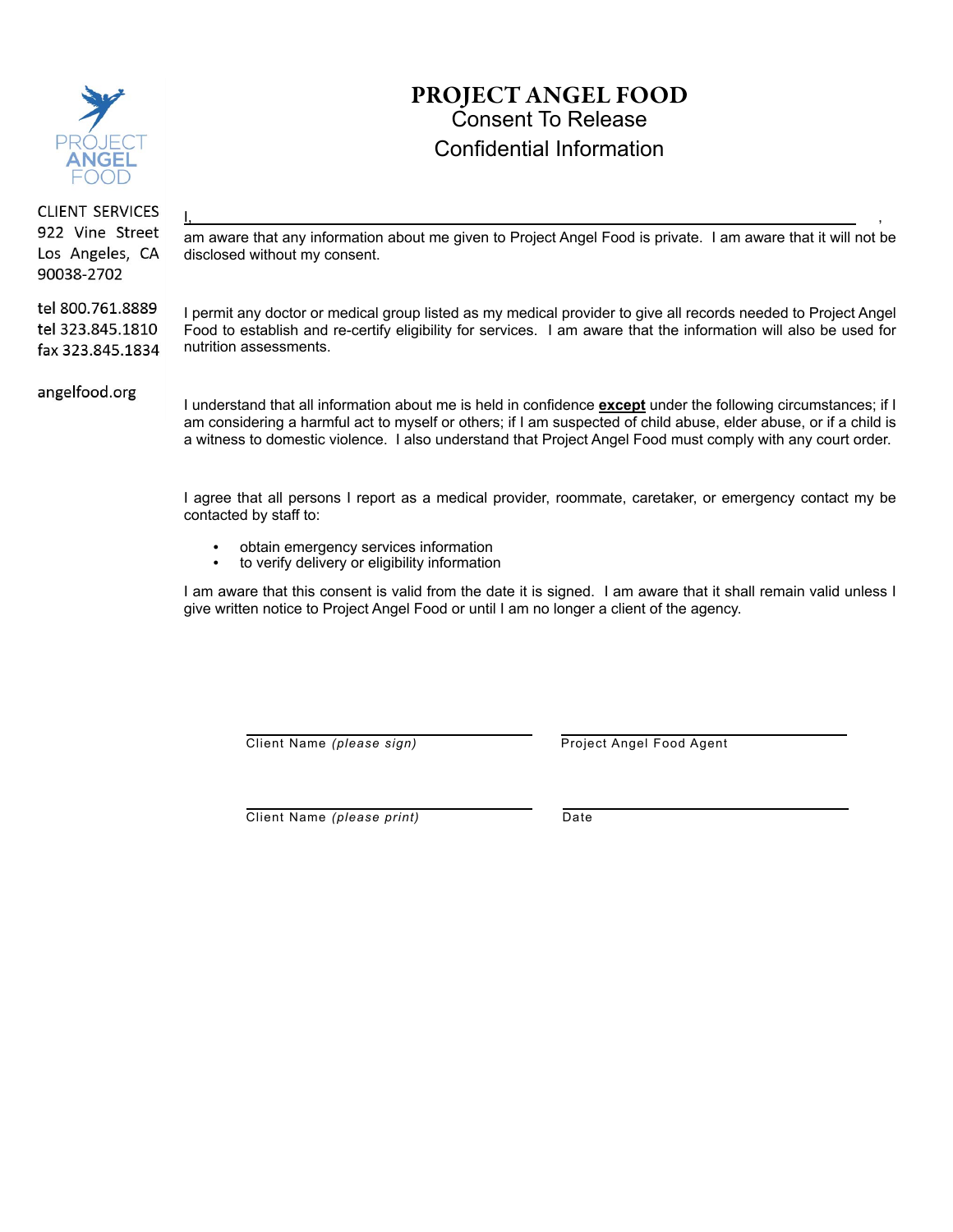# PROJECT ANGEL FOOD

## Consent To Release Confidential Information

CLIENT SERVICES
922 Vine Street
Los Angeles, CA
90038-2702

tel 800.761.8889
tel 323.845.1810
fax 323.845.1834

angelfood.org

I, ______________________________________________________________________,
am aware that any information about me given to Project Angel Food is private. I am aware that it will not be disclosed without my consent.

I permit any doctor or medical group listed as my medical provider to give all records needed to Project Angel Food to establish and re-certify eligibility for services. I am aware that the information will also be used for nutrition assessments.

I understand that all information about me is held in confidence **except** under the following circumstances; if I am considering a harmful act to myself or others; if I am suspected of child abuse, elder abuse, or if a child is a witness to domestic violence. I also understand that Project Angel Food must comply with any court order.

I agree that all persons I report as a medical provider, roommate, caretaker, or emergency contact my be contacted by staff to:

- obtain emergency services information
- to verify delivery or eligibility information

I am aware that this consent is valid from the date it is signed. I am aware that it shall remain valid unless I give written notice to Project Angel Food or until I am no longer a client of the agency.

______________________________ ______________________________
Client Name *(please sign)* Project Angel Food Agent

______________________________ ______________________________
Client Name *(please print)* Date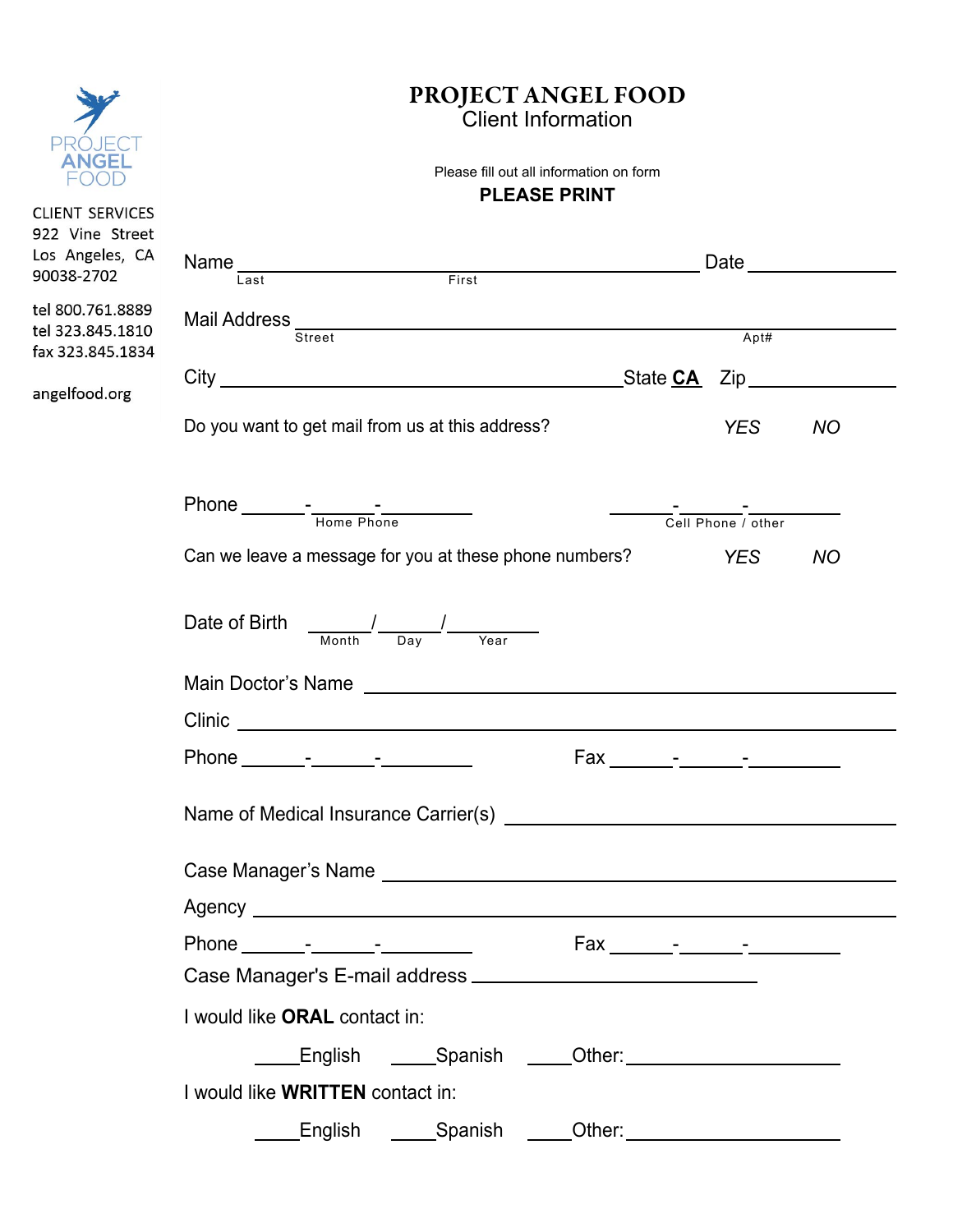PROJECT ANGEL FOOD

CLIENT SERVICES
922 Vine Street
Los Angeles, CA
90038-2702

tel 800.761.8889
tel 323.845.1810
fax 323.845.1834

angelfood.org

# PROJECT ANGEL FOOD

## Client Information

Please fill out all information on form

**PLEASE PRINT**

Name ____________________________________________ Date ______________
Last                    First

Mail Address ____________________________________________
Street                    Apt#

City ______________________________ State **CA** Zip ______________

Do you want to get mail from us at this address? *YES* *NO*

Phone _____-_____-_______ (Home Phone)     _____-_____-_______ (Cell Phone / other)

Can we leave a message for you at these phone numbers? *YES* *NO*

Date of Birth _____/_____/_______
Month / Day / Year

Main Doctor's Name ____________________________________________

Clinic ____________________________________________

Phone _____-_____-_______     Fax _____-_____-_______

Name of Medical Insurance Carrier(s) ______________________________

Case Manager's Name ____________________________________________

Agency ____________________________________________

Phone _____-_____-_______     Fax _____-_____-_______

Case Manager's E-mail address ______________________________

I would like **ORAL** contact in:

____English ____Spanish ____Other: ________________

I would like **WRITTEN** contact in:

____English ____Spanish ____Other: ________________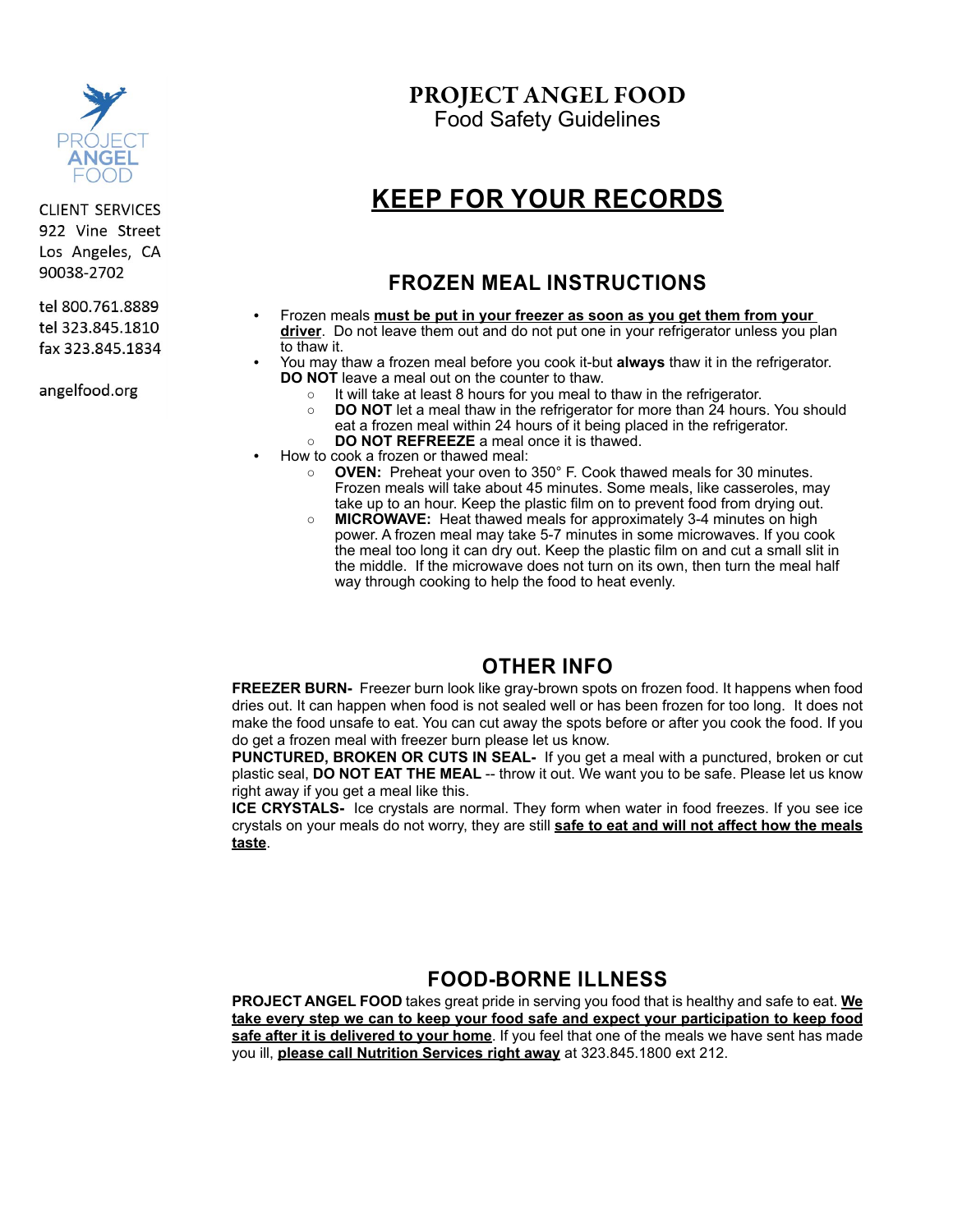PROJECT ANGEL FOOD

CLIENT SERVICES
922 Vine Street
Los Angeles, CA
90038-2702

tel 800.761.8889
tel 323.845.1810
fax 323.845.1834

angelfood.org

# PROJECT ANGEL FOOD
Food Safety Guidelines

# KEEP FOR YOUR RECORDS

## FROZEN MEAL INSTRUCTIONS

- Frozen meals **must be put in your freezer as soon as you get them from your driver**. Do not leave them out and do not put one in your refrigerator unless you plan to thaw it.
- You may thaw a frozen meal before you cook it-but **always** thaw it in the refrigerator. **DO NOT** leave a meal out on the counter to thaw.
  - It will take at least 8 hours for you meal to thaw in the refrigerator.
  - **DO NOT** let a meal thaw in the refrigerator for more than 24 hours. You should eat a frozen meal within 24 hours of it being placed in the refrigerator.
  - **DO NOT REFREEZE** a meal once it is thawed.
- How to cook a frozen or thawed meal:
  - **OVEN:** Preheat your oven to 350° F. Cook thawed meals for 30 minutes. Frozen meals will take about 45 minutes. Some meals, like casseroles, may take up to an hour. Keep the plastic film on to prevent food from drying out.
  - **MICROWAVE:** Heat thawed meals for approximately 3-4 minutes on high power. A frozen meal may take 5-7 minutes in some microwaves. If you cook the meal too long it can dry out. Keep the plastic film on and cut a small slit in the middle. If the microwave does not turn on its own, then turn the meal half way through cooking to help the food to heat evenly.

## OTHER INFO

**FREEZER BURN-** Freezer burn look like gray-brown spots on frozen food. It happens when food dries out. It can happen when food is not sealed well or has been frozen for too long. It does not make the food unsafe to eat. You can cut away the spots before or after you cook the food. If you do get a frozen meal with freezer burn please let us know.

**PUNCTURED, BROKEN OR CUTS IN SEAL-** If you get a meal with a punctured, broken or cut plastic seal, **DO NOT EAT THE MEAL** -- throw it out. We want you to be safe. Please let us know right away if you get a meal like this.

**ICE CRYSTALS-** Ice crystals are normal. They form when water in food freezes. If you see ice crystals on your meals do not worry, they are still **safe to eat and will not affect how the meals taste**.

## FOOD-BORNE ILLNESS

**PROJECT ANGEL FOOD** takes great pride in serving you food that is healthy and safe to eat. **We take every step we can to keep your food safe and expect your participation to keep food safe after it is delivered to your home**. If you feel that one of the meals we have sent has made you ill, **please call Nutrition Services right away** at 323.845.1800 ext 212.